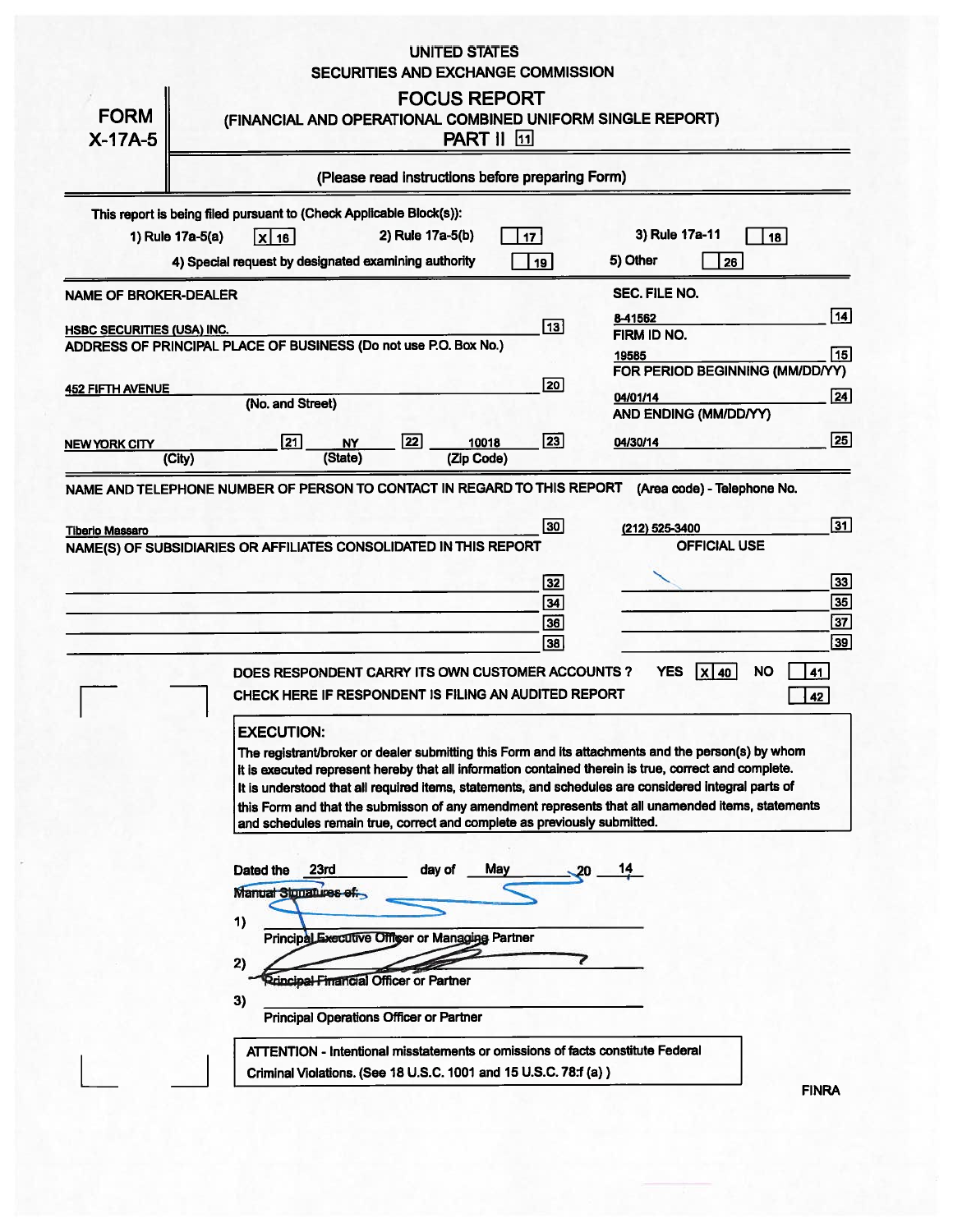UNITED STATES
SECURITIES AND EXCHANGE COMMISSION

# FORM X-17A-5

## FOCUS REPORT
(FINANCIAL AND OPERATIONAL COMBINED UNIFORM SINGLE REPORT)
PART II [11]

(Please read instructions before preparing Form)

This report is being filed pursuant to (Check Applicable Block(s)):

1) Rule 17a-5(a) [X] [16]   2) Rule 17a-5(b) [ ] [17]   3) Rule 17a-11 [ ] [18]

4) Special request by designated examining authority [ ] [19]   5) Other [ ] [26]

| | |
|---|---|
| NAME OF BROKER-DEALER | SEC. FILE NO. |
| HSBC SECURITIES (USA) INC. [13] | 8-41562 [14] |
| ADDRESS OF PRINCIPAL PLACE OF BUSINESS (Do not use P.O. Box No.) | FIRM ID NO. |
| | 19585 [15] |
| 452 FIFTH AVENUE [20] (No. and Street) | FOR PERIOD BEGINNING (MM/DD/YY) 04/01/14 [24] |
| NEW YORK CITY [21] (City) NY [22] (State) 10018 [23] (Zip Code) | AND ENDING (MM/DD/YY) 04/30/14 [25] |

NAME AND TELEPHONE NUMBER OF PERSON TO CONTACT IN REGARD TO THIS REPORT

Tiberio Massaro [30]   (Area code) - Telephone No. (212) 525-3400 [31]

| NAME(S) OF SUBSIDIARIES OR AFFILIATES CONSOLIDATED IN THIS REPORT | OFFICIAL USE |
|---|---|
| [32] | [33] |
| [34] | [35] |
| [36] | [37] |
| [38] | [39] |

DOES RESPONDENT CARRY ITS OWN CUSTOMER ACCOUNTS ? YES [X] [40] NO [ ] [41]

CHECK HERE IF RESPONDENT IS FILING AN AUDITED REPORT [ ] [42]

**EXECUTION:**

The registrant/broker or dealer submitting this Form and its attachments and the person(s) by whom it is executed represent hereby that all information contained therein is true, correct and complete. It is understood that all required items, statements, and schedules are considered integral parts of this Form and that the submisson of any amendment represents that all unamended items, statements and schedules remain true, correct and complete as previously submitted.

Dated the 23rd day of May 20 14

Manual Signatures of:

1) ______________________
Principal Executive Officer or Managing Partner

2) ______________________
Principal Financial Officer or Partner

3) ______________________
Principal Operations Officer or Partner

ATTENTION - Intentional misstatements or omissions of facts constitute Federal Criminal Violations. (See 18 U.S.C. 1001 and 15 U.S.C. 78:f (a) )

FINRA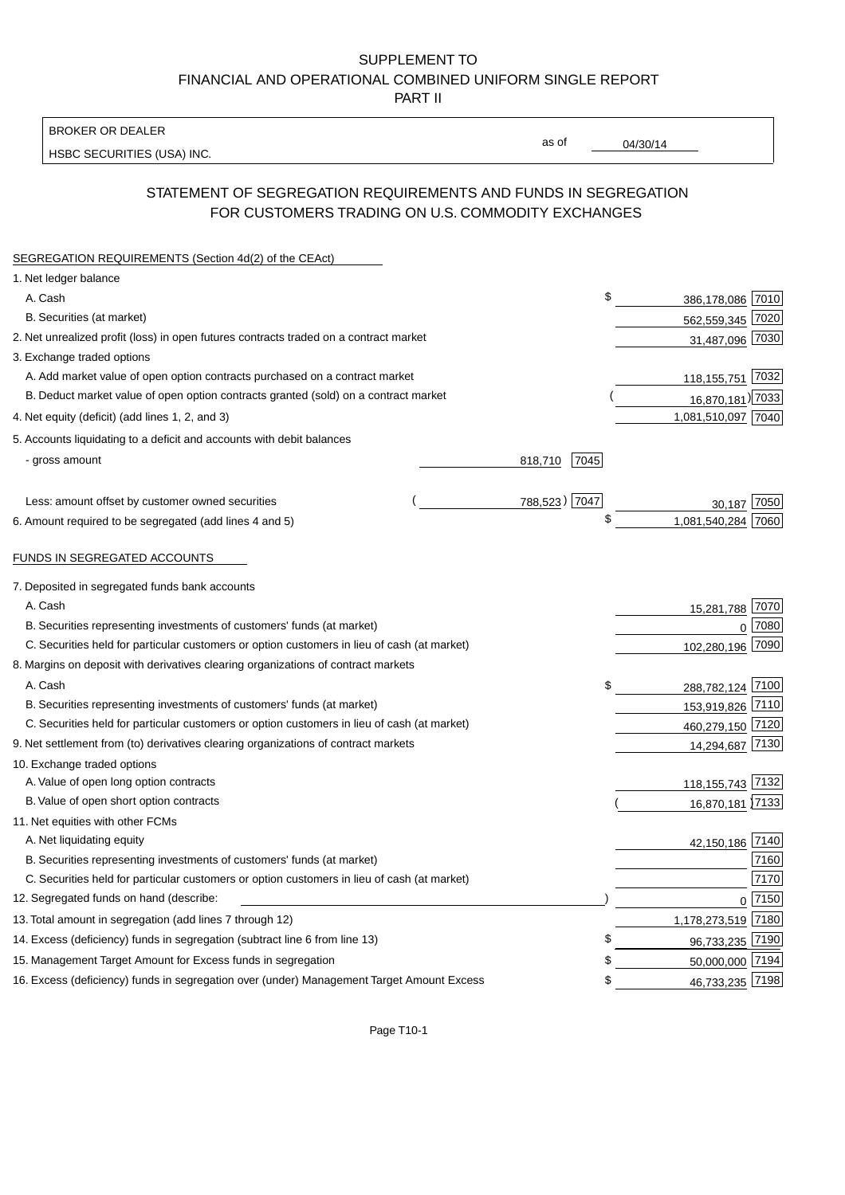SUPPLEMENT TO
FINANCIAL AND OPERATIONAL COMBINED UNIFORM SINGLE REPORT
PART II

BROKER OR DEALER

HSBC SECURITIES (USA) INC.

as of 04/30/14

## STATEMENT OF SEGREGATION REQUIREMENTS AND FUNDS IN SEGREGATION FOR CUSTOMERS TRADING ON U.S. COMMODITY EXCHANGES

### SEGREGATION REQUIREMENTS (Section 4d(2) of the CEAct)

| Item | | | Amount | Code |
|---|---|---|---|---|
| 1. Net ledger balance | | | | |
| A. Cash | | | $ 386,178,086 | 7010 |
| B. Securities (at market) | | | 562,559,345 | 7020 |
| 2. Net unrealized profit (loss) in open futures contracts traded on a contract market | | | 31,487,096 | 7030 |
| 3. Exchange traded options | | | | |
| A. Add market value of open option contracts purchased on a contract market | | | 118,155,751 | 7032 |
| B. Deduct market value of open option contracts granted (sold) on a contract market | | | (16,870,181) | 7033 |
| 4. Net equity (deficit) (add lines 1, 2, and 3) | | | 1,081,510,097 | 7040 |
| 5. Accounts liquidating to a deficit and accounts with debit balances | | | | |
| - gross amount | 818,710 | 7045 | | |
| Less: amount offset by customer owned securities | (788,523) | 7047 | 30,187 | 7050 |
| 6. Amount required to be segregated (add lines 4 and 5) | | | $ 1,081,540,284 | 7060 |

### FUNDS IN SEGREGATED ACCOUNTS

| Item | Amount | Code |
|---|---|---|
| 7. Deposited in segregated funds bank accounts | | |
| A. Cash | 15,281,788 | 7070 |
| B. Securities representing investments of customers' funds (at market) | 0 | 7080 |
| C. Securities held for particular customers or option customers in lieu of cash (at market) | 102,280,196 | 7090 |
| 8. Margins on deposit with derivatives clearing organizations of contract markets | | |
| A. Cash | $ 288,782,124 | 7100 |
| B. Securities representing investments of customers' funds (at market) | 153,919,826 | 7110 |
| C. Securities held for particular customers or option customers in lieu of cash (at market) | 460,279,150 | 7120 |
| 9. Net settlement from (to) derivatives clearing organizations of contract markets | 14,294,687 | 7130 |
| 10. Exchange traded options | | |
| A. Value of open long option contracts | 118,155,743 | 7132 |
| B. Value of open short option contracts | (16,870,181) | 7133 |
| 11. Net equities with other FCMs | | |
| A. Net liquidating equity | 42,150,186 | 7140 |
| B. Securities representing investments of customers' funds (at market) | | 7160 |
| C. Securities held for particular customers or option customers in lieu of cash (at market) | | 7170 |
| 12. Segregated funds on hand (describe: ) | 0 | 7150 |
| 13. Total amount in segregation (add lines 7 through 12) | 1,178,273,519 | 7180 |
| 14. Excess (deficiency) funds in segregation (subtract line 6 from line 13) | $ 96,733,235 | 7190 |
| 15. Management Target Amount for Excess funds in segregation | $ 50,000,000 | 7194 |
| 16. Excess (deficiency) funds in segregation over (under) Management Target Amount Excess | $ 46,733,235 | 7198 |

Page T10-1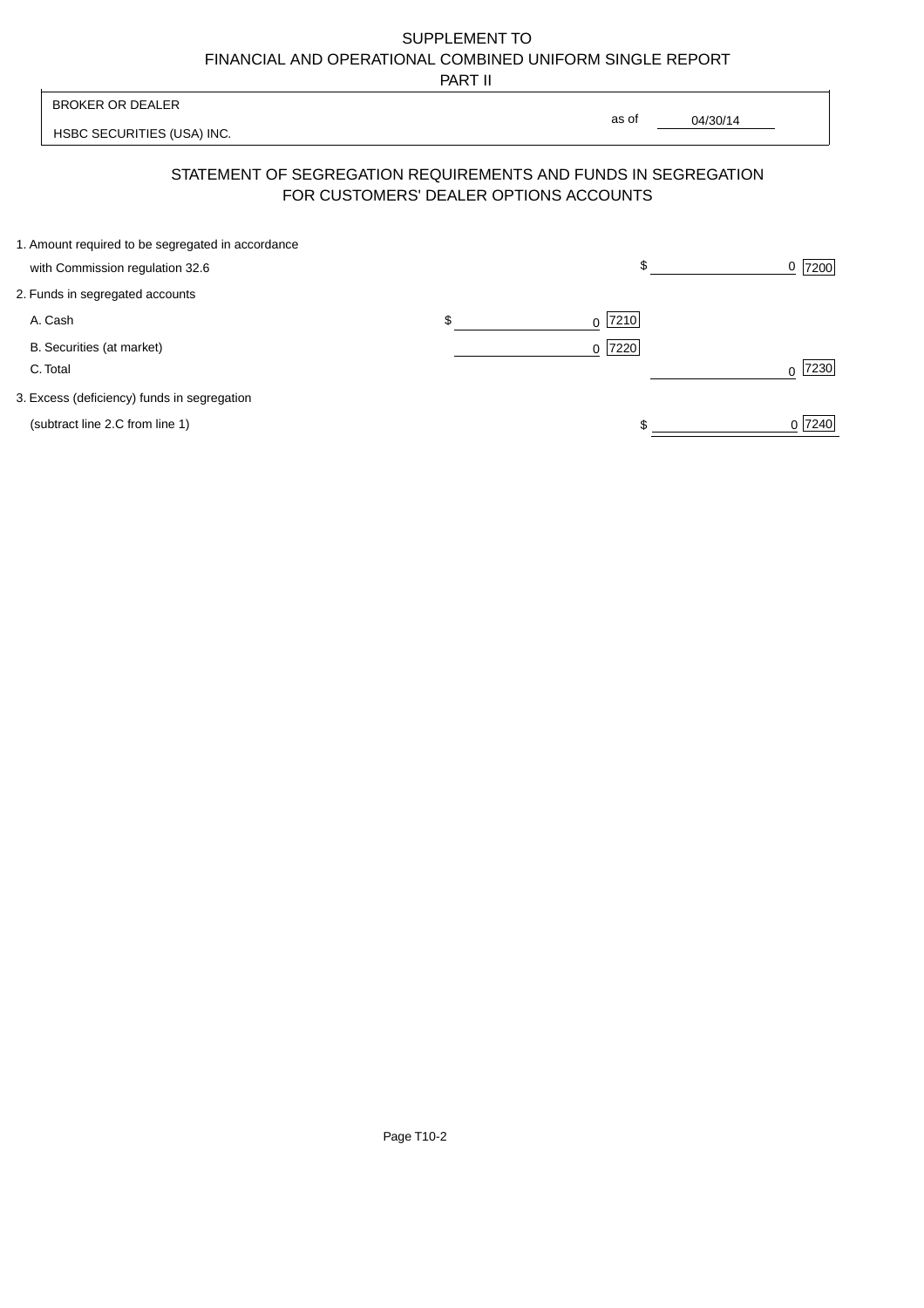SUPPLEMENT TO
FINANCIAL AND OPERATIONAL COMBINED UNIFORM SINGLE REPORT
PART II

BROKER OR DEALER

HSBC SECURITIES (USA) INC.

as of 04/30/14

## STATEMENT OF SEGREGATION REQUIREMENTS AND FUNDS IN SEGREGATION FOR CUSTOMERS' DEALER OPTIONS ACCOUNTS

| | | |
|---|---|---|
| 1. Amount required to be segregated in accordance with Commission regulation 32.6 | | $ 0 [7200] |
| 2. Funds in segregated accounts | | |
| A. Cash | $ 0 [7210] | |
| B. Securities (at market) | 0 [7220] | |
| C. Total | | 0 [7230] |
| 3. Excess (deficiency) funds in segregation (subtract line 2.C from line 1) | | $ 0 [7240] |

Page T10-2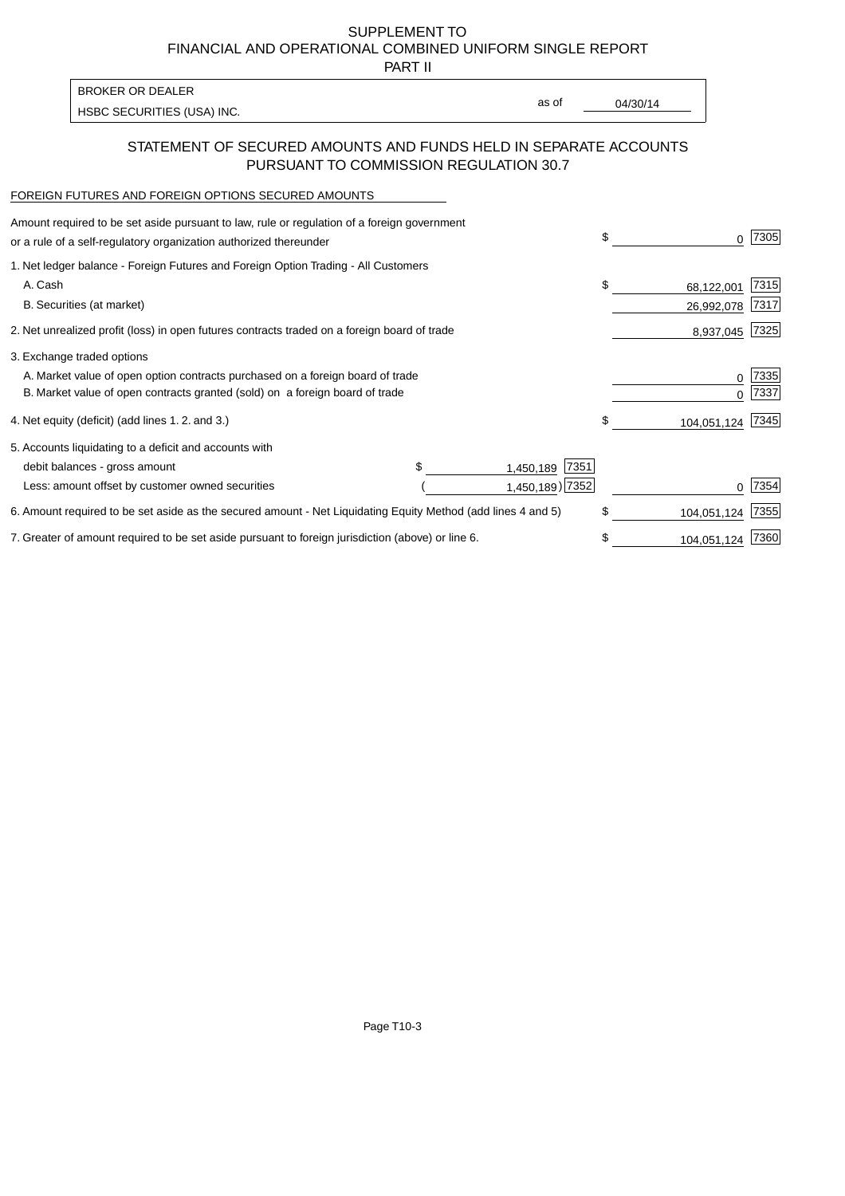SUPPLEMENT TO
FINANCIAL AND OPERATIONAL COMBINED UNIFORM SINGLE REPORT
PART II

| BROKER OR DEALER | | |
|---|---|---|
| HSBC SECURITIES (USA) INC. | as of | 04/30/14 |

## STATEMENT OF SECURED AMOUNTS AND FUNDS HELD IN SEPARATE ACCOUNTS PURSUANT TO COMMISSION REGULATION 30.7

FOREIGN FUTURES AND FOREIGN OPTIONS SECURED AMOUNTS

| | | | | |
|---|---|---|---|---|
| Amount required to be set aside pursuant to law, rule or regulation of a foreign government or a rule of a self-regulatory organization authorized thereunder | | | $ 0 | 7305 |
| 1. Net ledger balance - Foreign Futures and Foreign Option Trading - All Customers | | | | |
| A. Cash | | | $ 68,122,001 | 7315 |
| B. Securities (at market) | | | 26,992,078 | 7317 |
| 2. Net unrealized profit (loss) in open futures contracts traded on a foreign board of trade | | | 8,937,045 | 7325 |
| 3. Exchange traded options | | | | |
| A. Market value of open option contracts purchased on a foreign board of trade | | | 0 | 7335 |
| B. Market value of open contracts granted (sold) on a foreign board of trade | | | 0 | 7337 |
| 4. Net equity (deficit) (add lines 1. 2. and 3.) | | | $ 104,051,124 | 7345 |
| 5. Accounts liquidating to a deficit and accounts with | | | | |
| debit balances - gross amount | $ 1,450,189 | 7351 | | |
| Less: amount offset by customer owned securities | ( 1,450,189) | 7352 | 0 | 7354 |
| 6. Amount required to be set aside as the secured amount - Net Liquidating Equity Method (add lines 4 and 5) | | | $ 104,051,124 | 7355 |
| 7. Greater of amount required to be set aside pursuant to foreign jurisdiction (above) or line 6. | | | $ 104,051,124 | 7360 |

Page T10-3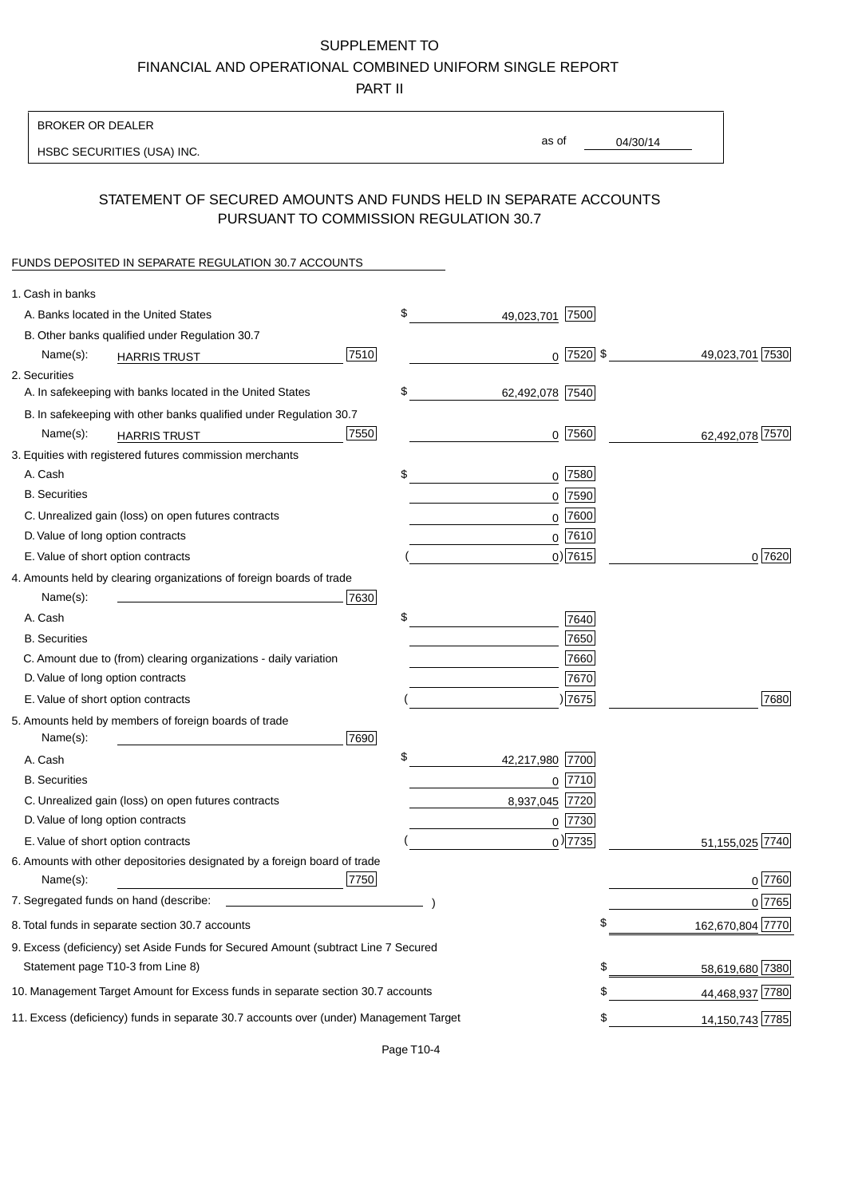SUPPLEMENT TO
FINANCIAL AND OPERATIONAL COMBINED UNIFORM SINGLE REPORT
PART II

BROKER OR DEALER
HSBC SECURITIES (USA) INC.

as of 04/30/14

## STATEMENT OF SECURED AMOUNTS AND FUNDS HELD IN SEPARATE ACCOUNTS PURSUANT TO COMMISSION REGULATION 30.7

FUNDS DEPOSITED IN SEPARATE REGULATION 30.7 ACCOUNTS

| Item | | | |
|---|---|---|---|
| 1. Cash in banks | | | |
| A. Banks located in the United States | | $ 49,023,701 [7500] | |
| B. Other banks qualified under Regulation 30.7 | | | |
| Name(s): HARRIS TRUST | [7510] | 0 [7520] | $ 49,023,701 [7530] |
| 2. Securities | | | |
| A. In safekeeping with banks located in the United States | | $ 62,492,078 [7540] | |
| B. In safekeeping with other banks qualified under Regulation 30.7 | | | |
| Name(s): HARRIS TRUST | [7550] | 0 [7560] | 62,492,078 [7570] |
| 3. Equities with registered futures commission merchants | | | |
| A. Cash | | $ 0 [7580] | |
| B. Securities | | 0 [7590] | |
| C. Unrealized gain (loss) on open futures contracts | | 0 [7600] | |
| D. Value of long option contracts | | 0 [7610] | |
| E. Value of short option contracts | | ( 0 ) [7615] | 0 [7620] |
| 4. Amounts held by clearing organizations of foreign boards of trade | | | |
| Name(s): | [7630] | | |
| A. Cash | | $ [7640] | |
| B. Securities | | [7650] | |
| C. Amount due to (from) clearing organizations - daily variation | | [7660] | |
| D. Value of long option contracts | | [7670] | |
| E. Value of short option contracts | | ( ) [7675] | [7680] |
| 5. Amounts held by members of foreign boards of trade | | | |
| Name(s): | [7690] | | |
| A. Cash | | $ 42,217,980 [7700] | |
| B. Securities | | 0 [7710] | |
| C. Unrealized gain (loss) on open futures contracts | | 8,937,045 [7720] | |
| D. Value of long option contracts | | 0 [7730] | |
| E. Value of short option contracts | | ( 0 ) [7735] | 51,155,025 [7740] |
| 6. Amounts with other depositories designated by a foreign board of trade | | | |
| Name(s): | [7750] | | 0 [7760] |
| 7. Segregated funds on hand (describe: ) | | | 0 [7765] |
| 8. Total funds in separate section 30.7 accounts | | | $ 162,670,804 [7770] |
| 9. Excess (deficiency) set Aside Funds for Secured Amount (subtract Line 7 Secured Statement page T10-3 from Line 8) | | | $ 58,619,680 [7380] |
| 10. Management Target Amount for Excess funds in separate section 30.7 accounts | | | $ 44,468,937 [7780] |
| 11. Excess (deficiency) funds in separate 30.7 accounts over (under) Management Target | | | $ 14,150,743 [7785] |

Page T10-4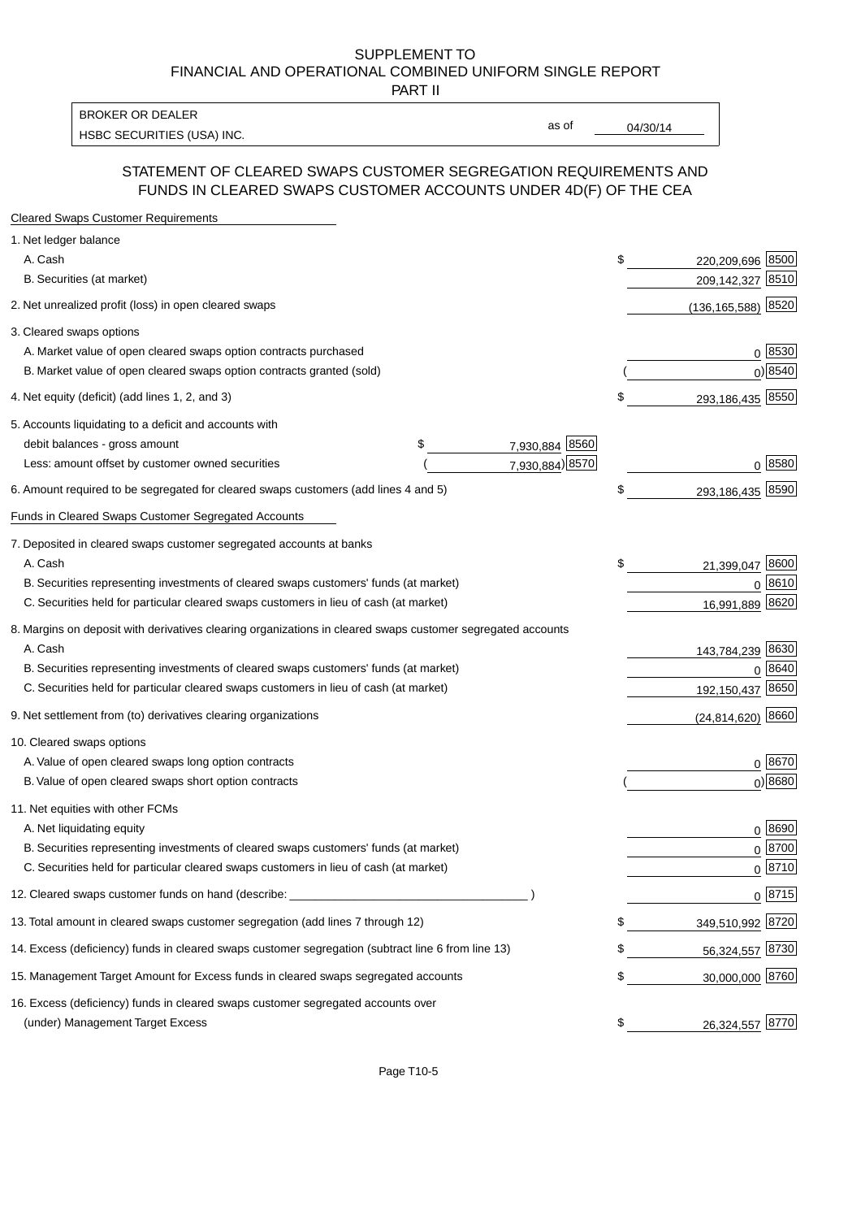SUPPLEMENT TO
FINANCIAL AND OPERATIONAL COMBINED UNIFORM SINGLE REPORT
PART II

| BROKER OR DEALER | | |
|---|---|---|
| HSBC SECURITIES (USA) INC. | as of | 04/30/14 |

## STATEMENT OF CLEARED SWAPS CUSTOMER SEGREGATION REQUIREMENTS AND FUNDS IN CLEARED SWAPS CUSTOMER ACCOUNTS UNDER 4D(F) OF THE CEA

| Cleared Swaps Customer Requirements | | | | |
|---|---|---|---|---|
| 1. Net ledger balance | | | | |
| A. Cash | | | $ 220,209,696 | 8500 |
| B. Securities (at market) | | | 209,142,327 | 8510 |
| 2. Net unrealized profit (loss) in open cleared swaps | | | (136,165,588) | 8520 |
| 3. Cleared swaps options | | | | |
| A. Market value of open cleared swaps option contracts purchased | | | 0 | 8530 |
| B. Market value of open cleared swaps option contracts granted (sold) | | | ( 0) | 8540 |
| 4. Net equity (deficit) (add lines 1, 2, and 3) | | | $ 293,186,435 | 8550 |
| 5. Accounts liquidating to a deficit and accounts with | | | | |
| debit balances - gross amount | $ 7,930,884 | 8560 | | |
| Less: amount offset by customer owned securities | ( 7,930,884) | 8570 | 0 | 8580 |
| 6. Amount required to be segregated for cleared swaps customers (add lines 4 and 5) | | | $ 293,186,435 | 8590 |
| **Funds in Cleared Swaps Customer Segregated Accounts** | | | | |
| 7. Deposited in cleared swaps customer segregated accounts at banks | | | | |
| A. Cash | | | $ 21,399,047 | 8600 |
| B. Securities representing investments of cleared swaps customers' funds (at market) | | | 0 | 8610 |
| C. Securities held for particular cleared swaps customers in lieu of cash (at market) | | | 16,991,889 | 8620 |
| 8. Margins on deposit with derivatives clearing organizations in cleared swaps customer segregated accounts | | | | |
| A. Cash | | | 143,784,239 | 8630 |
| B. Securities representing investments of cleared swaps customers' funds (at market) | | | 0 | 8640 |
| C. Securities held for particular cleared swaps customers in lieu of cash (at market) | | | 192,150,437 | 8650 |
| 9. Net settlement from (to) derivatives clearing organizations | | | (24,814,620) | 8660 |
| 10. Cleared swaps options | | | | |
| A. Value of open cleared swaps long option contracts | | | 0 | 8670 |
| B. Value of open cleared swaps short option contracts | | | ( 0) | 8680 |
| 11. Net equities with other FCMs | | | | |
| A. Net liquidating equity | | | 0 | 8690 |
| B. Securities representing investments of cleared swaps customers' funds (at market) | | | 0 | 8700 |
| C. Securities held for particular cleared swaps customers in lieu of cash (at market) | | | 0 | 8710 |
| 12. Cleared swaps customer funds on hand (describe: ____________ ) | | | 0 | 8715 |
| 13. Total amount in cleared swaps customer segregation (add lines 7 through 12) | | | $ 349,510,992 | 8720 |
| 14. Excess (deficiency) funds in cleared swaps customer segregation (subtract line 6 from line 13) | | | $ 56,324,557 | 8730 |
| 15. Management Target Amount for Excess funds in cleared swaps segregated accounts | | | $ 30,000,000 | 8760 |
| 16. Excess (deficiency) funds in cleared swaps customer segregated accounts over (under) Management Target Excess | | | $ 26,324,557 | 8770 |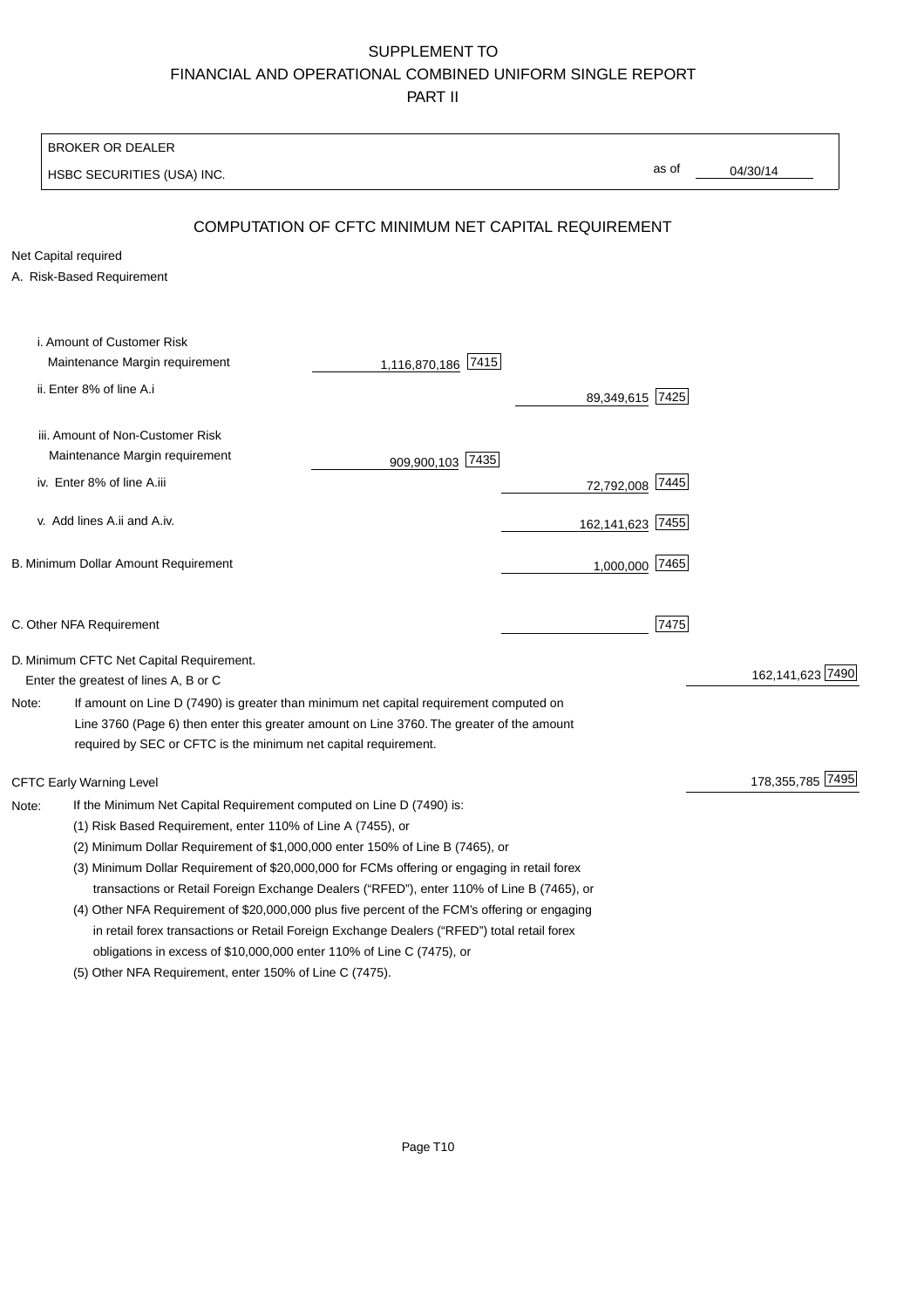# SUPPLEMENT TO
# FINANCIAL AND OPERATIONAL COMBINED UNIFORM SINGLE REPORT
## PART II

| | |
|---|---|
| BROKER OR DEALER | |
| HSBC SECURITIES (USA) INC. | as of 04/30/14 |

## COMPUTATION OF CFTC MINIMUM NET CAPITAL REQUIREMENT

Net Capital required

A. Risk-Based Requirement

| | | | |
|---|---|---|---|
| i. Amount of Customer Risk Maintenance Margin requirement | 1,116,870,186 7415 | | |
| ii. Enter 8% of line A.i | | 89,349,615 7425 | |
| iii. Amount of Non-Customer Risk Maintenance Margin requirement | 909,900,103 7435 | | |
| iv. Enter 8% of line A.iii | | 72,792,008 7445 | |
| v. Add lines A.ii and A.iv. | | 162,141,623 7455 | |
| B. Minimum Dollar Amount Requirement | | 1,000,000 7465 | |
| C. Other NFA Requirement | | 7475 | |
| D. Minimum CFTC Net Capital Requirement. Enter the greatest of lines A, B or C | | | 162,141,623 7490 |

Note: If amount on Line D (7490) is greater than minimum net capital requirement computed on Line 3760 (Page 6) then enter this greater amount on Line 3760. The greater of the amount required by SEC or CFTC is the minimum net capital requirement.

CFTC Early Warning Level 178,355,785 7495

Note: If the Minimum Net Capital Requirement computed on Line D (7490) is:

(1) Risk Based Requirement, enter 110% of Line A (7455), or

(2) Minimum Dollar Requirement of $1,000,000 enter 150% of Line B (7465), or

(3) Minimum Dollar Requirement of $20,000,000 for FCMs offering or engaging in retail forex transactions or Retail Foreign Exchange Dealers ("RFED"), enter 110% of Line B (7465), or

(4) Other NFA Requirement of $20,000,000 plus five percent of the FCM's offering or engaging in retail forex transactions or Retail Foreign Exchange Dealers ("RFED") total retail forex obligations in excess of $10,000,000 enter 110% of Line C (7475), or

(5) Other NFA Requirement, enter 150% of Line C (7475).